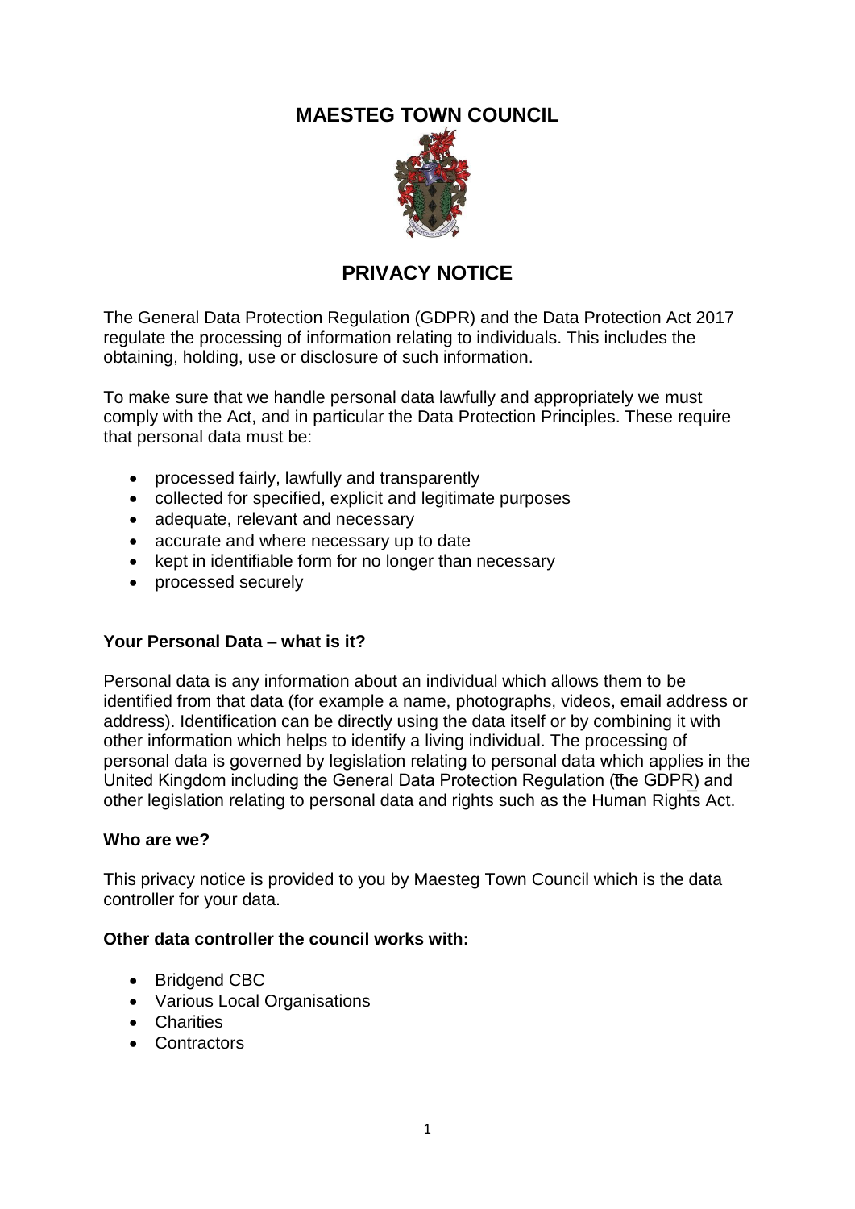# MAESTEG TOWN COUNCIL

## PRIVACY NOTICE

The General Data Protection Regulation (GDPR) and the Data Protection Act 2017 regulate the processing of information relating to individuals. This includes the obtaining, holding, use or disclosure of such information.

To make sure that we handle personal data lawfully and appropriately we must comply with the Act, and in particular the Data Protection Principles. These require that personal data must be:

- processed fairly, lawfully and transparently
- collected for specified, explicit and legitimate purposes
- adequate, relevant and necessary
- accurate and where necessary up to date
- kept in identifiable form for no longer than necessary
- processed securely

### Your Personal Data – what is it?

Personal data is any information about an individual which allows them to be identified from that data (for example a name, photographs, videos, email address or address). Identification can be directly using the data itself or by combining it with other information which helps to identify a living individual. The processing of personal data is governed by legislation relating to personal data which applies in the United Kingdom including the General Data Protection Regulation (the GDPR) and other legislation relating to personal data and rights such as the Human Rights Act.

### Who are we?

This privacy notice is provided to you by Maesteg Town Council which is the data controller for your data.

### Other data controller the council works with:

- Bridgend CBC
- Various Local Organisations
- Charities
- Contractors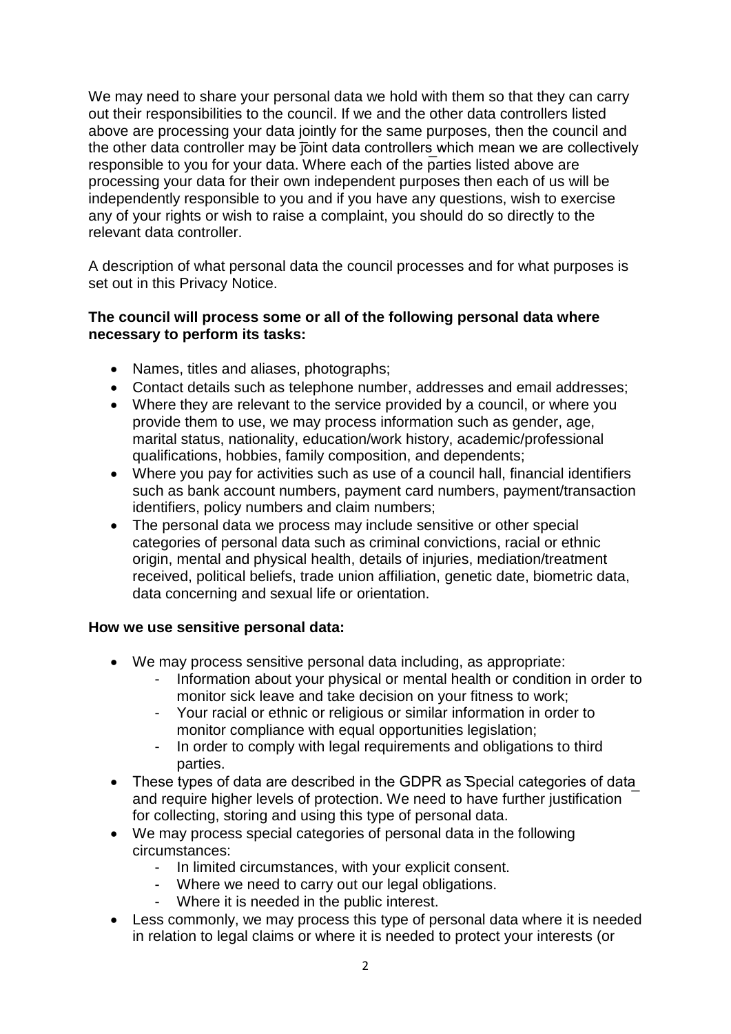We may need to share your personal data we hold with them so that they can carry out their responsibilities to the council. If we and the other data controllers listed above are processing your data jointly for the same purposes, then the council and the other data controller may be joint data controllers which mean we are collectively responsible to you for your data. Where each of the parties listed above are processing your data for their own independent purposes then each of us will be independently responsible to you and if you have any questions, wish to exercise any of your rights or wish to raise a complaint, you should do so directly to the relevant data controller.

A description of what personal data the council processes and for what purposes is set out in this Privacy Notice.

**The council will process some or all of the following personal data where necessary to perform its tasks:**

- Names, titles and aliases, photographs;
- Contact details such as telephone number, addresses and email addresses;
- Where they are relevant to the service provided by a council, or where you provide them to use, we may process information such as gender, age, marital status, nationality, education/work history, academic/professional qualifications, hobbies, family composition, and dependents;
- Where you pay for activities such as use of a council hall, financial identifiers such as bank account numbers, payment card numbers, payment/transaction identifiers, policy numbers and claim numbers;
- The personal data we process may include sensitive or other special categories of personal data such as criminal convictions, racial or ethnic origin, mental and physical health, details of injuries, mediation/treatment received, political beliefs, trade union affiliation, genetic date, biometric data, data concerning and sexual life or orientation.

**How we use sensitive personal data:**

- We may process sensitive personal data including, as appropriate:
    - Information about your physical or mental health or condition in order to monitor sick leave and take decision on your fitness to work;
    - Your racial or ethnic or religious or similar information in order to monitor compliance with equal opportunities legislation;
    - In order to comply with legal requirements and obligations to third parties.
- These types of data are described in the GDPR as Special categories of data and require higher levels of protection. We need to have further justification for collecting, storing and using this type of personal data.
- We may process special categories of personal data in the following circumstances:
    - In limited circumstances, with your explicit consent.
    - Where we need to carry out our legal obligations.
    - Where it is needed in the public interest.
- Less commonly, we may process this type of personal data where it is needed in relation to legal claims or where it is needed to protect your interests (or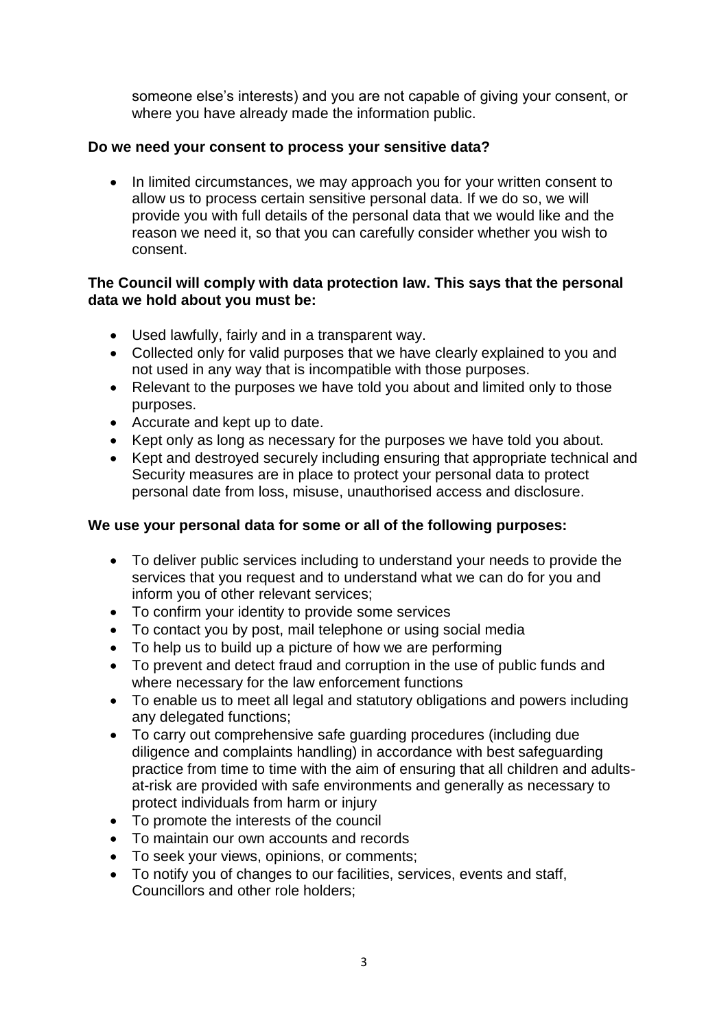someone else's interests) and you are not capable of giving your consent, or where you have already made the information public.

**Do we need your consent to process your sensitive data?**

- In limited circumstances, we may approach you for your written consent to allow us to process certain sensitive personal data. If we do so, we will provide you with full details of the personal data that we would like and the reason we need it, so that you can carefully consider whether you wish to consent.

**The Council will comply with data protection law. This says that the personal data we hold about you must be:**

- Used lawfully, fairly and in a transparent way.
- Collected only for valid purposes that we have clearly explained to you and not used in any way that is incompatible with those purposes.
- Relevant to the purposes we have told you about and limited only to those purposes.
- Accurate and kept up to date.
- Kept only as long as necessary for the purposes we have told you about.
- Kept and destroyed securely including ensuring that appropriate technical and Security measures are in place to protect your personal data to protect personal date from loss, misuse, unauthorised access and disclosure.

**We use your personal data for some or all of the following purposes:**

- To deliver public services including to understand your needs to provide the services that you request and to understand what we can do for you and inform you of other relevant services;
- To confirm your identity to provide some services
- To contact you by post, mail telephone or using social media
- To help us to build up a picture of how we are performing
- To prevent and detect fraud and corruption in the use of public funds and where necessary for the law enforcement functions
- To enable us to meet all legal and statutory obligations and powers including any delegated functions;
- To carry out comprehensive safe guarding procedures (including due diligence and complaints handling) in accordance with best safeguarding practice from time to time with the aim of ensuring that all children and adults-at-risk are provided with safe environments and generally as necessary to protect individuals from harm or injury
- To promote the interests of the council
- To maintain our own accounts and records
- To seek your views, opinions, or comments;
- To notify you of changes to our facilities, services, events and staff, Councillors and other role holders;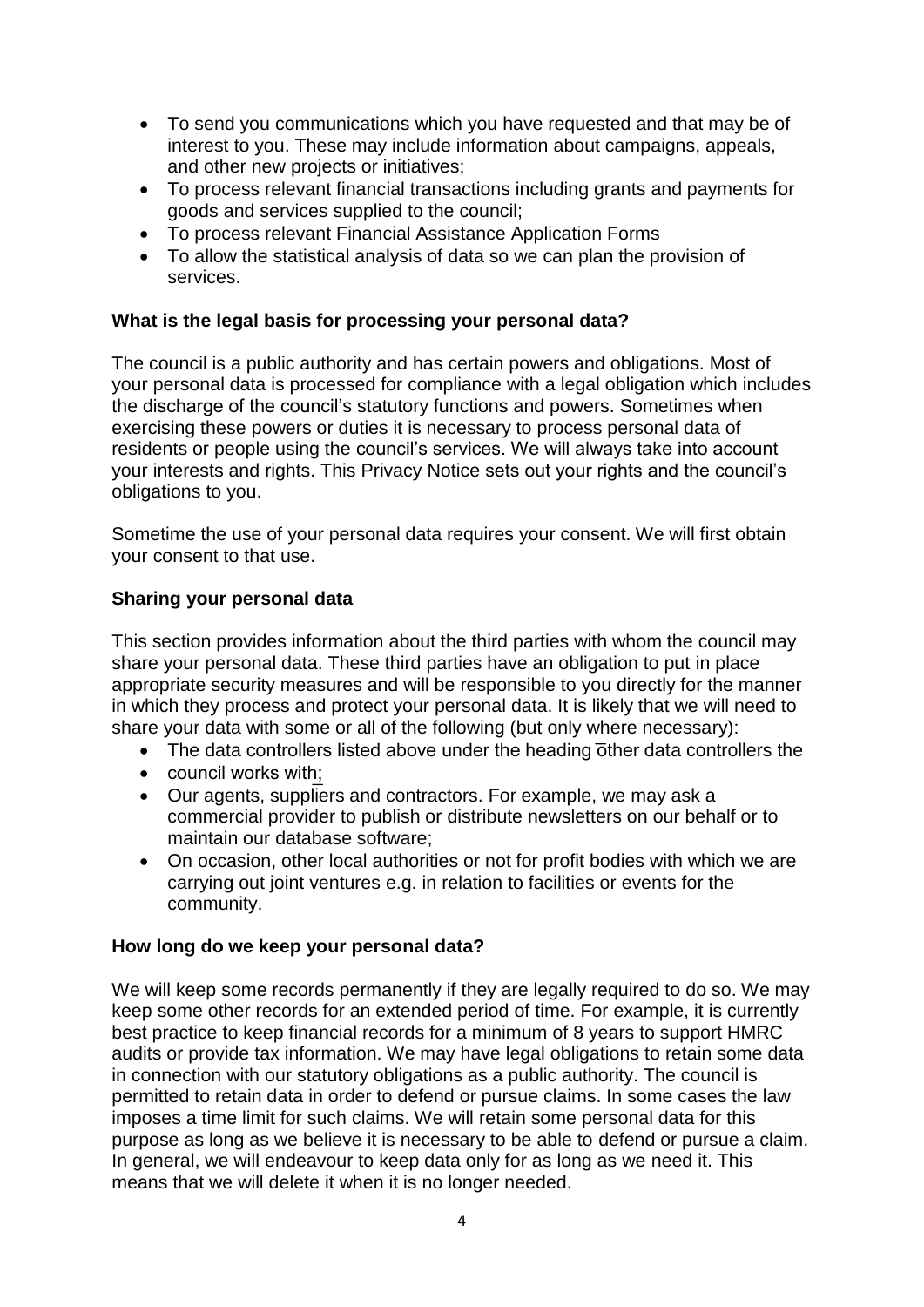- To send you communications which you have requested and that may be of interest to you. These may include information about campaigns, appeals, and other new projects or initiatives;
- To process relevant financial transactions including grants and payments for goods and services supplied to the council;
- To process relevant Financial Assistance Application Forms
- To allow the statistical analysis of data so we can plan the provision of services.

**What is the legal basis for processing your personal data?**

The council is a public authority and has certain powers and obligations. Most of your personal data is processed for compliance with a legal obligation which includes the discharge of the council's statutory functions and powers. Sometimes when exercising these powers or duties it is necessary to process personal data of residents or people using the council's services. We will always take into account your interests and rights. This Privacy Notice sets out your rights and the council's obligations to you.

Sometime the use of your personal data requires your consent. We will first obtain your consent to that use.

**Sharing your personal data**

This section provides information about the third parties with whom the council may share your personal data. These third parties have an obligation to put in place appropriate security measures and will be responsible to you directly for the manner in which they process and protect your personal data. It is likely that we will need to share your data with some or all of the following (but only where necessary):

- The data controllers listed above under the heading ̄other data controllers the
- council works with;
- Our agents, suppliers and contractors. For example, we may ask a commercial provider to publish or distribute newsletters on our behalf or to maintain our database software;
- On occasion, other local authorities or not for profit bodies with which we are carrying out joint ventures e.g. in relation to facilities or events for the community.

**How long do we keep your personal data?**

We will keep some records permanently if they are legally required to do so. We may keep some other records for an extended period of time. For example, it is currently best practice to keep financial records for a minimum of 8 years to support HMRC audits or provide tax information. We may have legal obligations to retain some data in connection with our statutory obligations as a public authority. The council is permitted to retain data in order to defend or pursue claims. In some cases the law imposes a time limit for such claims. We will retain some personal data for this purpose as long as we believe it is necessary to be able to defend or pursue a claim. In general, we will endeavour to keep data only for as long as we need it. This means that we will delete it when it is no longer needed.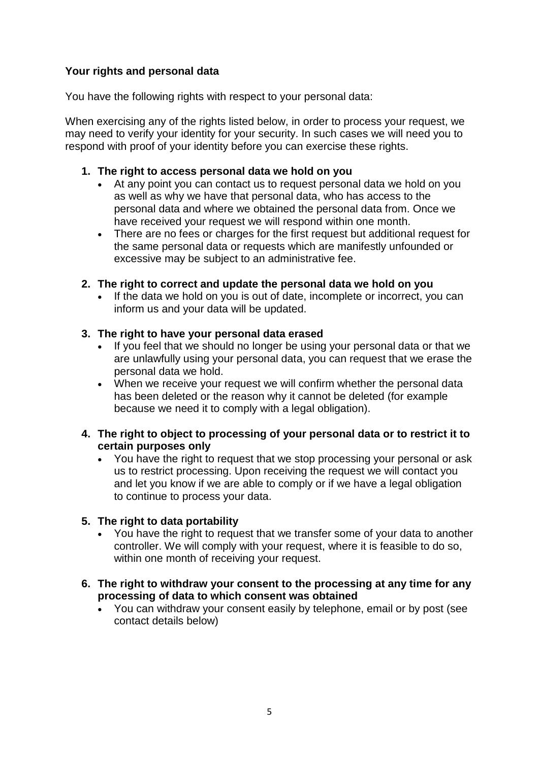**Your rights and personal data**

You have the following rights with respect to your personal data:

When exercising any of the rights listed below, in order to process your request, we may need to verify your identity for your security. In such cases we will need you to respond with proof of your identity before you can exercise these rights.

1. **The right to access personal data we hold on you**
   - At any point you can contact us to request personal data we hold on you as well as why we have that personal data, who has access to the personal data and where we obtained the personal data from. Once we have received your request we will respond within one month.
   - There are no fees or charges for the first request but additional request for the same personal data or requests which are manifestly unfounded or excessive may be subject to an administrative fee.

2. **The right to correct and update the personal data we hold on you**
   - If the data we hold on you is out of date, incomplete or incorrect, you can inform us and your data will be updated.

3. **The right to have your personal data erased**
   - If you feel that we should no longer be using your personal data or that we are unlawfully using your personal data, you can request that we erase the personal data we hold.
   - When we receive your request we will confirm whether the personal data has been deleted or the reason why it cannot be deleted (for example because we need it to comply with a legal obligation).

4. **The right to object to processing of your personal data or to restrict it to certain purposes only**
   - You have the right to request that we stop processing your personal or ask us to restrict processing. Upon receiving the request we will contact you and let you know if we are able to comply or if we have a legal obligation to continue to process your data.

5. **The right to data portability**
   - You have the right to request that we transfer some of your data to another controller. We will comply with your request, where it is feasible to do so, within one month of receiving your request.

6. **The right to withdraw your consent to the processing at any time for any processing of data to which consent was obtained**
   - You can withdraw your consent easily by telephone, email or by post (see contact details below)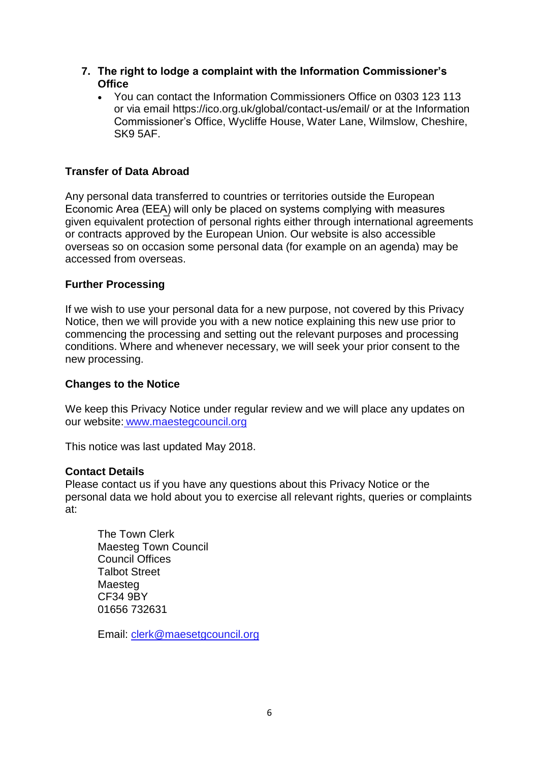7. **The right to lodge a complaint with the Information Commissioner's Office**
   - You can contact the Information Commissioners Office on 0303 123 113 or via email https://ico.org.uk/global/contact-us/email/ or at the Information Commissioner's Office, Wycliffe House, Water Lane, Wilmslow, Cheshire, SK9 5AF.

**Transfer of Data Abroad**

Any personal data transferred to countries or territories outside the European Economic Area (EEA) will only be placed on systems complying with measures given equivalent protection of personal rights either through international agreements or contracts approved by the European Union. Our website is also accessible overseas so on occasion some personal data (for example on an agenda) may be accessed from overseas.

**Further Processing**

If we wish to use your personal data for a new purpose, not covered by this Privacy Notice, then we will provide you with a new notice explaining this new use prior to commencing the processing and setting out the relevant purposes and processing conditions. Where and whenever necessary, we will seek your prior consent to the new processing.

**Changes to the Notice**

We keep this Privacy Notice under regular review and we will place any updates on our website: www.maestegcouncil.org

This notice was last updated May 2018.

**Contact Details**

Please contact us if you have any questions about this Privacy Notice or the personal data we hold about you to exercise all relevant rights, queries or complaints at:

The Town Clerk
Maesteg Town Council
Council Offices
Talbot Street
Maesteg
CF34 9BY
01656 732631

Email: clerk@maesetgcouncil.org